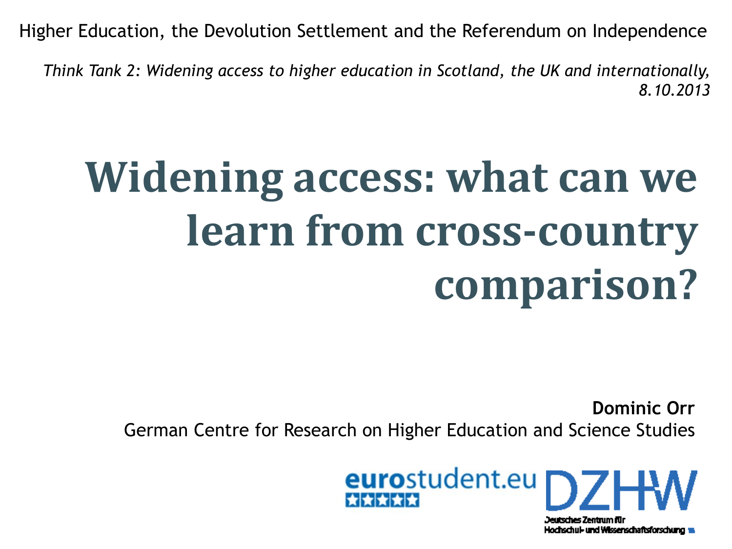Higher Education, the Devolution Settlement and the Referendum on Independence

*Think Tank 2: Widening access to higher education in Scotland, the UK and internationally, 8.10.2013*

# Widening access: what can we learn from cross-country comparison?

**Dominic Orr**

German Centre for Research on Higher Education and Science Studies

eurostudent.eu

DZHW

Deutsches Zentrum für Hochschul- und Wissenschaftsforschung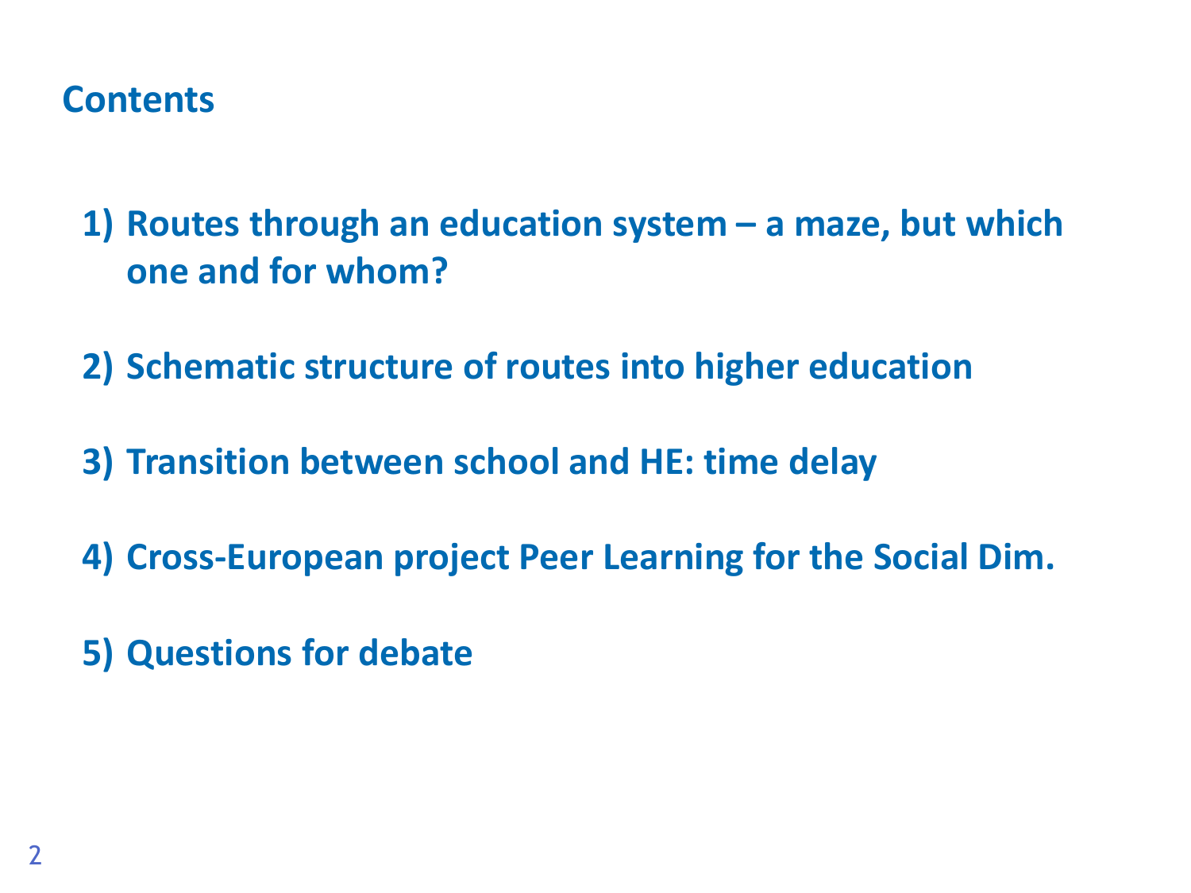## Contents

1) Routes through an education system – a maze, but which one and for whom?

2) Schematic structure of routes into higher education

3) Transition between school and HE: time delay

4) Cross-European project Peer Learning for the Social Dim.

5) Questions for debate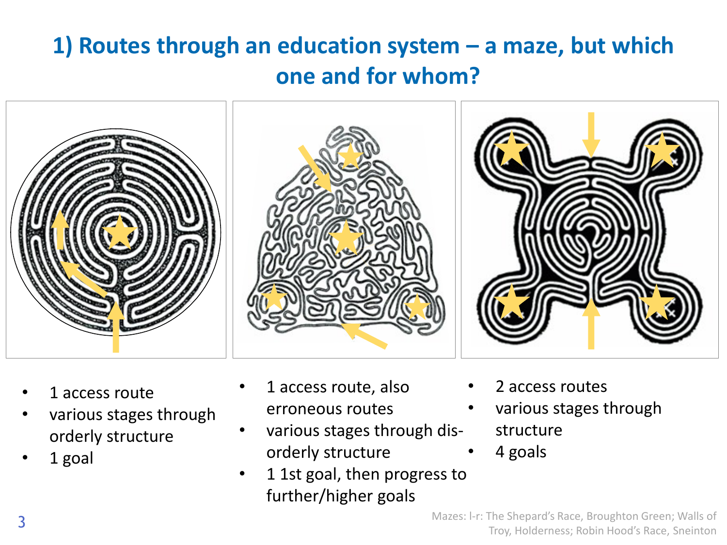# 1) Routes through an education system – a maze, but which one and for whom?

- 1 access route
- various stages through orderly structure
- 1 goal

- 1 access route, also erroneous routes
- various stages through dis-orderly structure
- 1 1st goal, then progress to further/higher goals

- 2 access routes
- various stages through structure
- 4 goals

Mazes: l-r: The Shepard's Race, Broughton Green; Walls of Troy, Holderness; Robin Hood's Race, Sneinton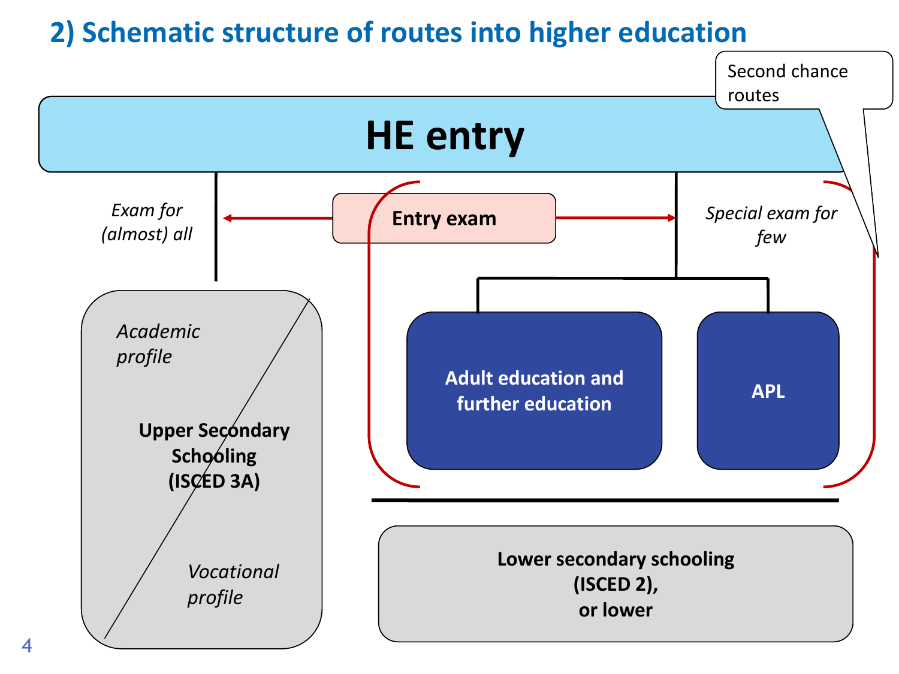## 2) Schematic structure of routes into higher education

Second chance routes

**HE entry**

*Exam for (almost) all*

**Entry exam**

*Special exam for few*

*Academic profile*

**Upper Secondary Schooling (ISCED 3A)**

*Vocational profile*

**Adult education and further education**

**APL**

**Lower secondary schooling (ISCED 2), or lower**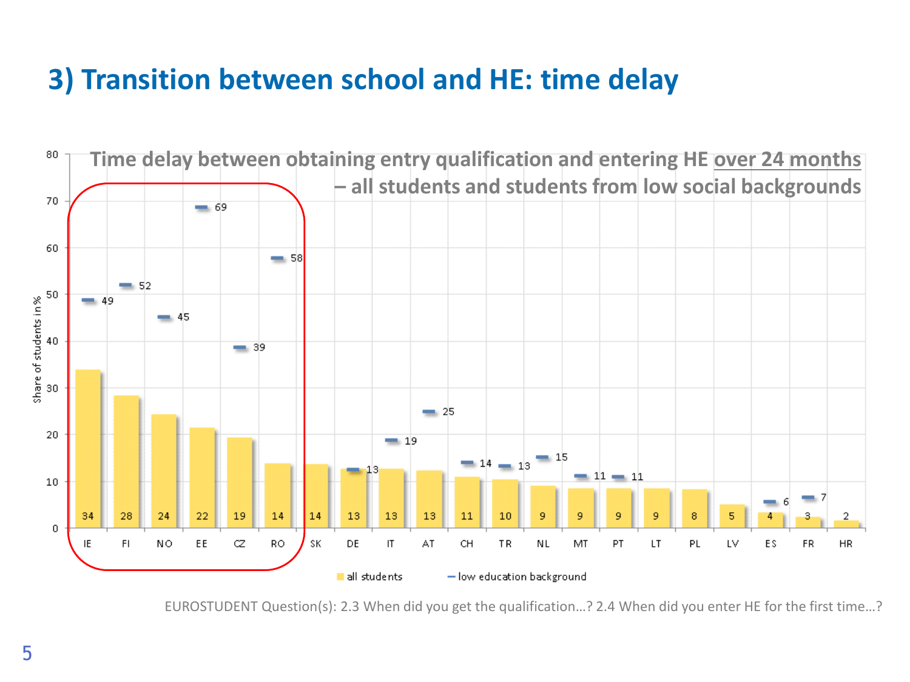# 3) Transition between school and HE: time delay

**Time delay between obtaining entry qualification and entering HE over 24 months – all students and students from low social backgrounds**

| Country | all students | low education background |
|---|---|---|
| IE | 34 | 49 |
| FI | 28 | 52 |
| NO | 24 | 45 |
| EE | 22 | 69 |
| CZ | 19 | 39 |
| RO | 14 | 58 |
| SK | 14 | |
| DE | 13 | 13 |
| IT | 13 | 19 |
| AT | 13 | 25 |
| CH | 11 | 14 |
| TR | 10 | 13 |
| NL | 9 | 15 |
| MT | 9 | 11 |
| PT | 9 | 11 |
| LT | 9 | |
| PL | 8 | |
| LV | 5 | |
| ES | 4 | 6 |
| FR | 3 | 7 |
| HR | 2 | |

Share of students in %

EUROSTUDENT Question(s): 2.3 When did you get the qualification…? 2.4 When did you enter HE for the first time…?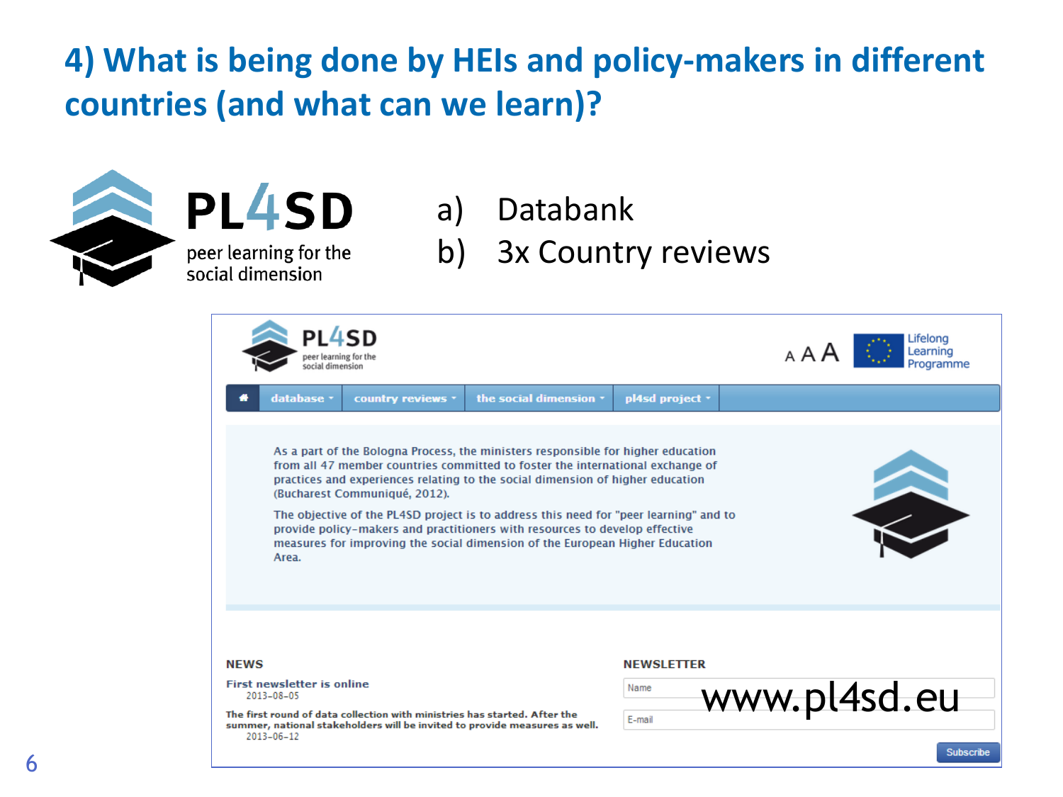# 4) What is being done by HEIs and policy-makers in different countries (and what can we learn)?

**PL4SD**
peer learning for the social dimension

a) Databank
b) 3x Country reviews

**PL4SD**
peer learning for the social dimension

Lifelong Learning Programme

database | country reviews | the social dimension | pl4sd project

As a part of the Bologna Process, the ministers responsible for higher education from all 47 member countries committed to foster the international exchange of practices and experiences relating to the social dimension of higher education (Bucharest Communiqué, 2012).

The objective of the PL4SD project is to address this need for "peer learning" and to provide policy-makers and practitioners with resources to develop effective measures for improving the social dimension of the European Higher Education Area.

**NEWS**

**First newsletter is online**
2013-08-05

**The first round of data collection with ministries has started. After the summer, national stakeholders will be invited to provide measures as well.**
2013-06-12

**NEWSLETTER**

Name

E-mail

Subscribe

www.pl4sd.eu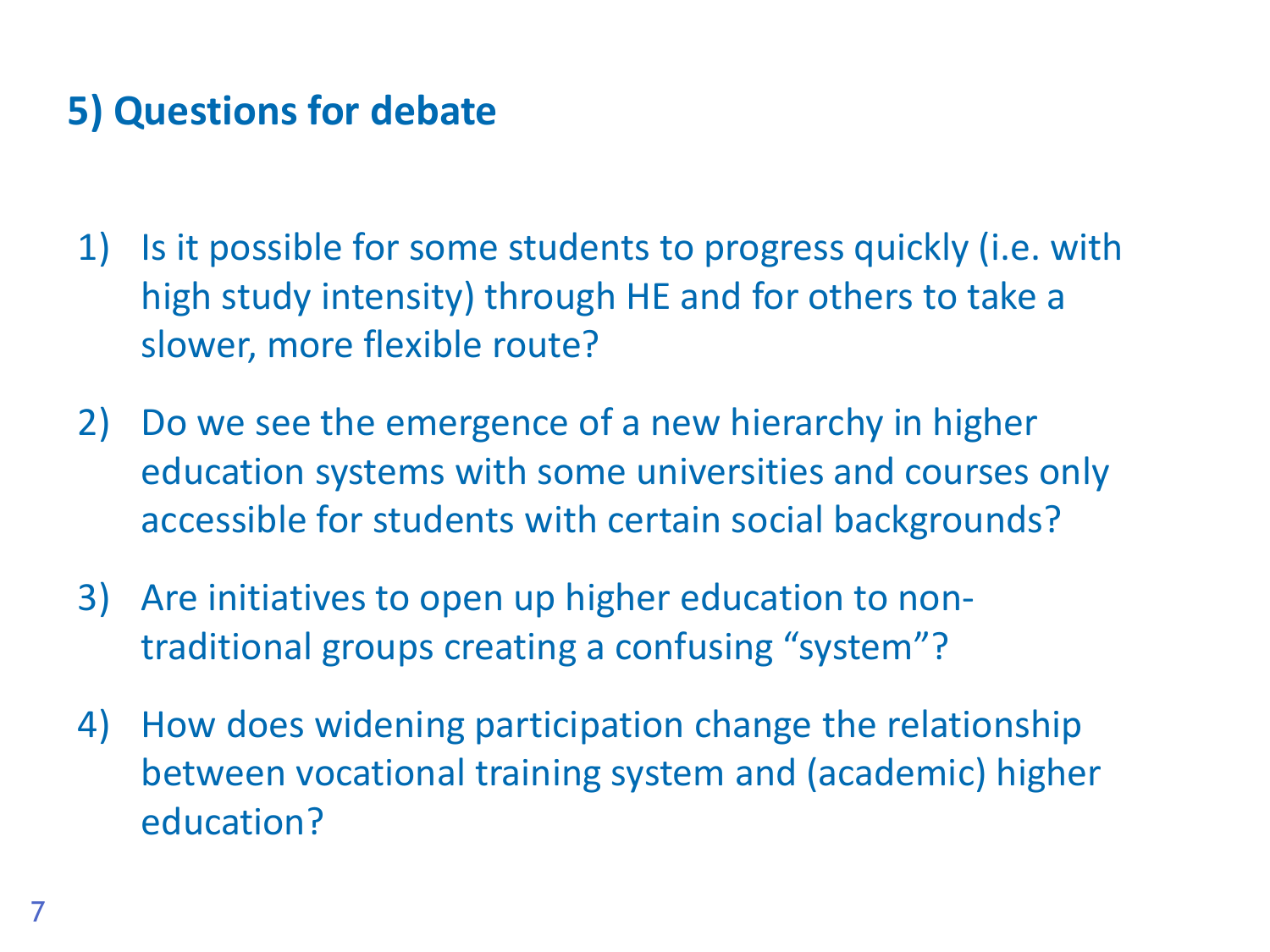## 5) Questions for debate

1) Is it possible for some students to progress quickly (i.e. with high study intensity) through HE and for others to take a slower, more flexible route?
2) Do we see the emergence of a new hierarchy in higher education systems with some universities and courses only accessible for students with certain social backgrounds?
3) Are initiatives to open up higher education to non-traditional groups creating a confusing "system"?
4) How does widening participation change the relationship between vocational training system and (academic) higher education?